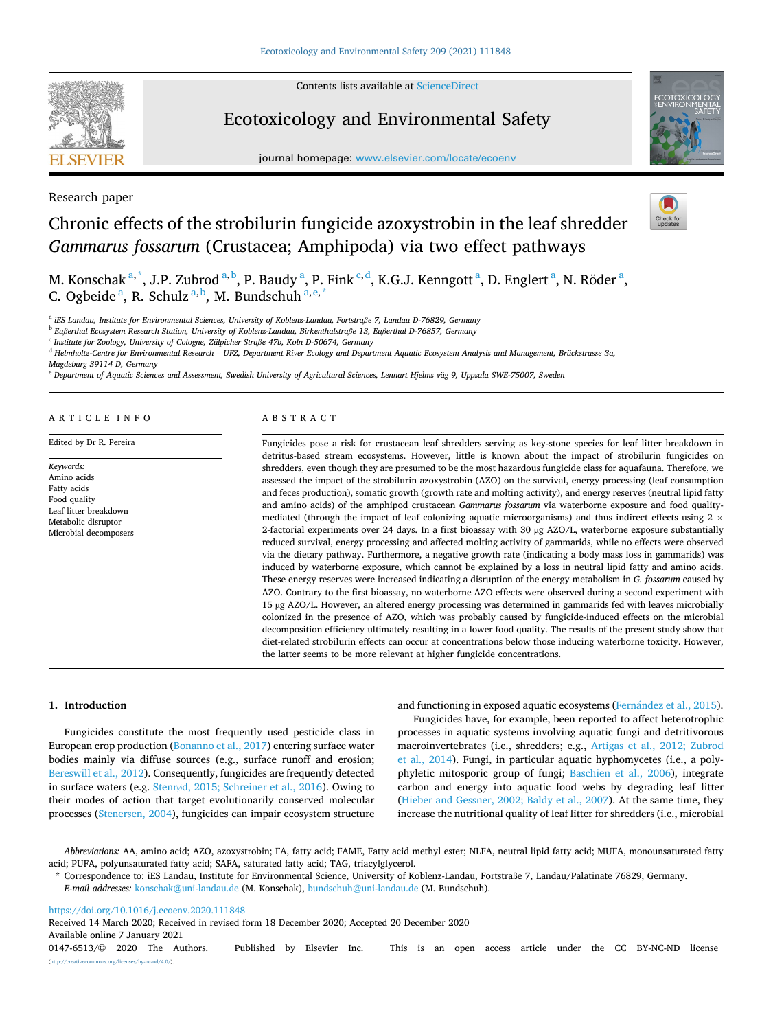Research paper

# Chronic effects of the strobilurin fungicide azoxystrobin in the leaf shredder *Gammarus fossarum* (Crustacea; Amphipoda) via two effect pathways

M. Konschak[a,*], J.P. Zubrod[a,b], P. Baudy[a], P. Fink[c,d], K.G.J. Kenngott[a], D. Englert[a], N. Röder[a], C. Ogbeide[a], R. Schulz[a,b], M. Bundschuh[a,e,*]

[a] iES Landau, Institute for Environmental Sciences, University of Koblenz-Landau, Fortstraße 7, Landau D-76829, Germany
[b] Eußerthal Ecosystem Research Station, University of Koblenz-Landau, Birkenthalstraße 13, Eußerthal D-76857, Germany
[c] Institute for Zoology, University of Cologne, Zülpicher Straße 47b, Köln D-50674, Germany
[d] Helmholtz-Centre for Environmental Research – UFZ, Department River Ecology and Department Aquatic Ecosystem Analysis and Management, Brückstrasse 3a, Magdeburg 39114 D, Germany
[e] Department of Aquatic Sciences and Assessment, Swedish University of Agricultural Sciences, Lennart Hjelms väg 9, Uppsala SWE-75007, Sweden

## ARTICLE INFO

Edited by Dr R. Pereira

*Keywords:*
Amino acids
Fatty acids
Food quality
Leaf litter breakdown
Metabolic disruptor
Microbial decomposers

## ABSTRACT

Fungicides pose a risk for crustacean leaf shredders serving as key-stone species for leaf litter breakdown in detritus-based stream ecosystems. However, little is known about the impact of strobilurin fungicides on shredders, even though they are presumed to be the most hazardous fungicide class for aquafauna. Therefore, we assessed the impact of the strobilurin azoxystrobin (AZO) on the survival, energy processing (leaf consumption and feces production), somatic growth (growth rate and molting activity), and energy reserves (neutral lipid fatty and amino acids) of the amphipod crustacean *Gammarus fossarum* via waterborne exposure and food quality-mediated (through the impact of leaf colonizing aquatic microorganisms) and thus indirect effects using 2 × 2-factorial experiments over 24 days. In a first bioassay with 30 μg AZO/L, waterborne exposure substantially reduced survival, energy processing and affected molting activity of gammarids, while no effects were observed via the dietary pathway. Furthermore, a negative growth rate (indicating a body mass loss in gammarids) was induced by waterborne exposure, which cannot be explained by a loss in neutral lipid fatty and amino acids. These energy reserves were increased indicating a disruption of the energy metabolism in *G. fossarum* caused by AZO. Contrary to the first bioassay, no waterborne AZO effects were observed during a second experiment with 15 μg AZO/L. However, an altered energy processing was determined in gammarids fed with leaves microbially colonized in the presence of AZO, which was probably caused by fungicide-induced effects on the microbial decomposition efficiency ultimately resulting in a lower food quality. The results of the present study show that diet-related strobilurin effects can occur at concentrations below those inducing waterborne toxicity. However, the latter seems to be more relevant at higher fungicide concentrations.

## 1. Introduction

Fungicides constitute the most frequently used pesticide class in European crop production (Bonanno et al., 2017) entering surface water bodies mainly via diffuse sources (e.g., surface runoff and erosion; Bereswill et al., 2012). Consequently, fungicides are frequently detected in surface waters (e.g. Stenrød, 2015; Schreiner et al., 2016). Owing to their modes of action that target evolutionarily conserved molecular processes (Stenersen, 2004), fungicides can impair ecosystem structure and functioning in exposed aquatic ecosystems (Fernández et al., 2015).

Fungicides have, for example, been reported to affect heterotrophic processes in aquatic systems involving aquatic fungi and detritivorous macroinvertebrates (i.e., shredders; e.g., Artigas et al., 2012; Zubrod et al., 2014). Fungi, in particular aquatic hyphomycetes (i.e., a polyphyletic mitosporic group of fungi; Baschien et al., 2006), integrate carbon and energy into aquatic food webs by degrading leaf litter (Hieber and Gessner, 2002; Baldy et al., 2007). At the same time, they increase the nutritional quality of leaf litter for shredders (i.e., microbial

*Abbreviations:* AA, amino acid; AZO, azoxystrobin; FA, fatty acid; FAME, Fatty acid methyl ester; NLFA, neutral lipid fatty acid; MUFA, monounsaturated fatty acid; PUFA, polyunsaturated fatty acid; SAFA, saturated fatty acid; TAG, triacylglycerol.

\* Correspondence to: iES Landau, Institute for Environmental Science, University of Koblenz-Landau, Fortstraße 7, Landau/Palatinate 76829, Germany.
*E-mail addresses:* konschak@uni-landau.de (M. Konschak), bundschuh@uni-landau.de (M. Bundschuh).

https://doi.org/10.1016/j.ecoenv.2020.111848
Received 14 March 2020; Received in revised form 18 December 2020; Accepted 20 December 2020
Available online 7 January 2021
0147-6513/© 2020 The Authors. Published by Elsevier Inc. This is an open access article under the CC BY-NC-ND license (http://creativecommons.org/licenses/by-nc-nd/4.0/).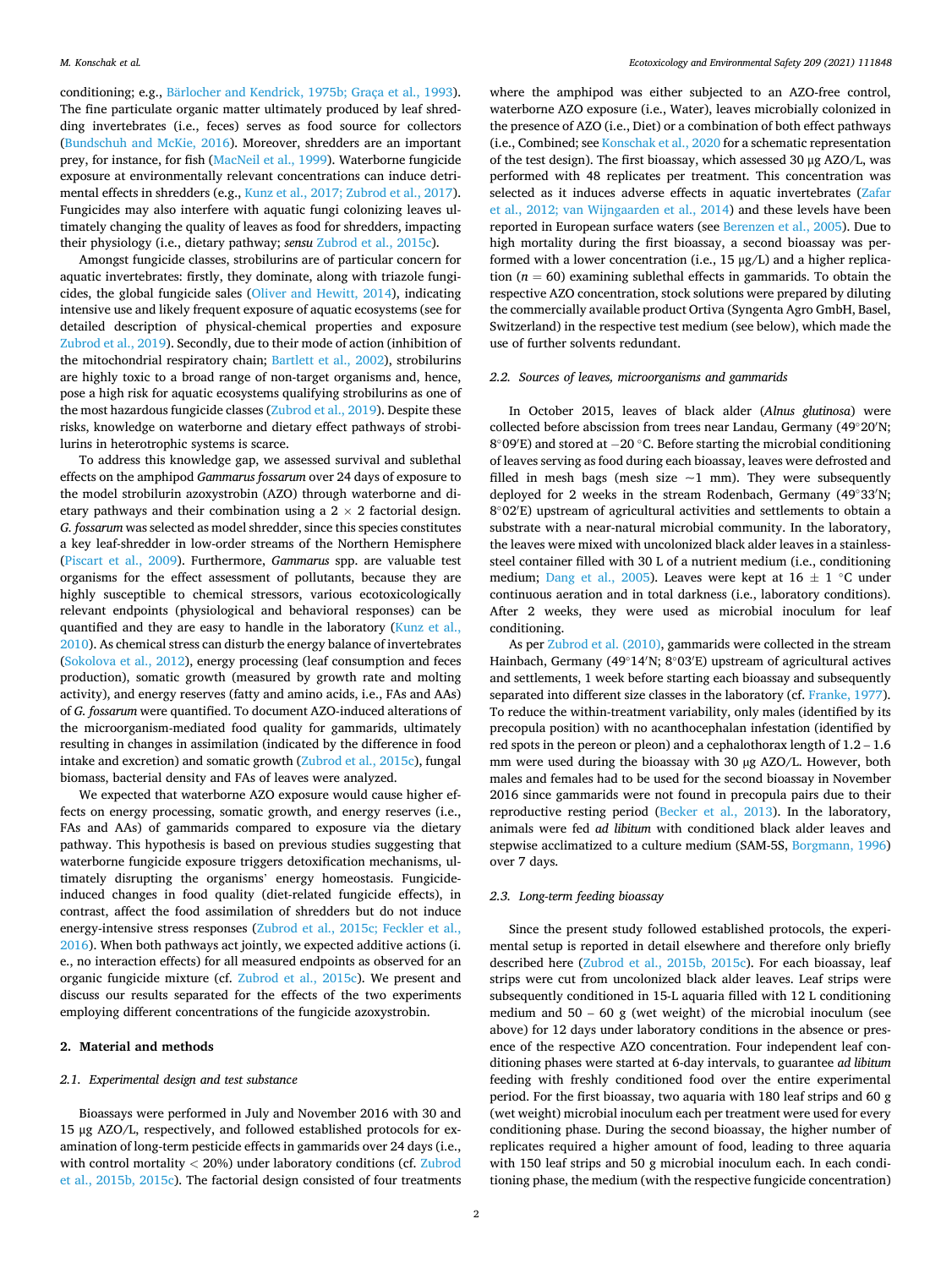conditioning; e.g., Bärlocher and Kendrick, 1975b; Graça et al., 1993). The fine particulate organic matter ultimately produced by leaf shredding invertebrates (i.e., feces) serves as food source for collectors (Bundschuh and McKie, 2016). Moreover, shredders are an important prey, for instance, for fish (MacNeil et al., 1999). Waterborne fungicide exposure at environmentally relevant concentrations can induce detrimental effects in shredders (e.g., Kunz et al., 2017; Zubrod et al., 2017). Fungicides may also interfere with aquatic fungi colonizing leaves ultimately changing the quality of leaves as food for shredders, impacting their physiology (i.e., dietary pathway; *sensu* Zubrod et al., 2015c).

Amongst fungicide classes, strobilurins are of particular concern for aquatic invertebrates: firstly, they dominate, along with triazole fungicides, the global fungicide sales (Oliver and Hewitt, 2014), indicating intensive use and likely frequent exposure of aquatic ecosystems (see for detailed description of physical-chemical properties and exposure Zubrod et al., 2019). Secondly, due to their mode of action (inhibition of the mitochondrial respiratory chain; Bartlett et al., 2002), strobilurins are highly toxic to a broad range of non-target organisms and, hence, pose a high risk for aquatic ecosystems qualifying strobilurins as one of the most hazardous fungicide classes (Zubrod et al., 2019). Despite these risks, knowledge on waterborne and dietary effect pathways of strobilurins in heterotrophic systems is scarce.

To address this knowledge gap, we assessed survival and sublethal effects on the amphipod *Gammarus fossarum* over 24 days of exposure to the model strobilurin azoxystrobin (AZO) through waterborne and dietary pathways and their combination using a 2 × 2 factorial design. *G. fossarum* was selected as model shredder, since this species constitutes a key leaf-shredder in low-order streams of the Northern Hemisphere (Piscart et al., 2009). Furthermore, *Gammarus* spp. are valuable test organisms for the effect assessment of pollutants, because they are highly susceptible to chemical stressors, various ecotoxicologically relevant endpoints (physiological and behavioral responses) can be quantified and they are easy to handle in the laboratory (Kunz et al., 2010). As chemical stress can disturb the energy balance of invertebrates (Sokolova et al., 2012), energy processing (leaf consumption and feces production), somatic growth (measured by growth rate and molting activity), and energy reserves (fatty and amino acids, i.e., FAs and AAs) of *G. fossarum* were quantified. To document AZO-induced alterations of the microorganism-mediated food quality for gammarids, ultimately resulting in changes in assimilation (indicated by the difference in food intake and excretion) and somatic growth (Zubrod et al., 2015c), fungal biomass, bacterial density and FAs of leaves were analyzed.

We expected that waterborne AZO exposure would cause higher effects on energy processing, somatic growth, and energy reserves (i.e., FAs and AAs) of gammarids compared to exposure via the dietary pathway. This hypothesis is based on previous studies suggesting that waterborne fungicide exposure triggers detoxification mechanisms, ultimately disrupting the organisms' energy homeostasis. Fungicide-induced changes in food quality (diet-related fungicide effects), in contrast, affect the food assimilation of shredders but do not induce energy-intensive stress responses (Zubrod et al., 2015c; Feckler et al., 2016). When both pathways act jointly, we expected additive actions (i.e., no interaction effects) for all measured endpoints as observed for an organic fungicide mixture (cf. Zubrod et al., 2015c). We present and discuss our results separated for the effects of the two experiments employing different concentrations of the fungicide azoxystrobin.

## 2. Material and methods

### 2.1. Experimental design and test substance

Bioassays were performed in July and November 2016 with 30 and 15 μg AZO/L, respectively, and followed established protocols for examination of long-term pesticide effects in gammarids over 24 days (i.e., with control mortality < 20%) under laboratory conditions (cf. Zubrod et al., 2015b, 2015c). The factorial design consisted of four treatments where the amphipod was either subjected to an AZO-free control, waterborne AZO exposure (i.e., Water), leaves microbially colonized in the presence of AZO (i.e., Diet) or a combination of both effect pathways (i.e., Combined; see Konschak et al., 2020 for a schematic representation of the test design). The first bioassay, which assessed 30 μg AZO/L, was performed with 48 replicates per treatment. This concentration was selected as it induces adverse effects in aquatic invertebrates (Zafar et al., 2012; van Wijngaarden et al., 2014) and these levels have been reported in European surface waters (see Berenzen et al., 2005). Due to high mortality during the first bioassay, a second bioassay was performed with a lower concentration (i.e., 15 μg/L) and a higher replication ($n = 60$) examining sublethal effects in gammarids. To obtain the respective AZO concentration, stock solutions were prepared by diluting the commercially available product Ortiva (Syngenta Agro GmbH, Basel, Switzerland) in the respective test medium (see below), which made the use of further solvents redundant.

### 2.2. Sources of leaves, microorganisms and gammarids

In October 2015, leaves of black alder (*Alnus glutinosa*) were collected before abscission from trees near Landau, Germany (49°20′N; 8°09′E) and stored at −20 °C. Before starting the microbial conditioning of leaves serving as food during each bioassay, leaves were defrosted and filled in mesh bags (mesh size ~1 mm). They were subsequently deployed for 2 weeks in the stream Rodenbach, Germany (49°33′N; 8°02′E) upstream of agricultural activities and settlements to obtain a substrate with a near-natural microbial community. In the laboratory, the leaves were mixed with uncolonized black alder leaves in a stainless-steel container filled with 30 L of a nutrient medium (i.e., conditioning medium; Dang et al., 2005). Leaves were kept at 16 ± 1 °C under continuous aeration and in total darkness (i.e., laboratory conditions). After 2 weeks, they were used as microbial inoculum for leaf conditioning.

As per Zubrod et al. (2010), gammarids were collected in the stream Hainbach, Germany (49°14′N; 8°03′E) upstream of agricultural actives and settlements, 1 week before starting each bioassay and subsequently separated into different size classes in the laboratory (cf. Franke, 1977). To reduce the within-treatment variability, only males (identified by its precopula position) with no acanthocephalan infestation (identified by red spots in the pereon or pleon) and a cephalothorax length of 1.2 – 1.6 mm were used during the bioassay with 30 μg AZO/L. However, both males and females had to be used for the second bioassay in November 2016 since gammarids were not found in precopula pairs due to their reproductive resting period (Becker et al., 2013). In the laboratory, animals were fed *ad libitum* with conditioned black alder leaves and stepwise acclimatized to a culture medium (SAM-5S, Borgmann, 1996) over 7 days.

### 2.3. Long-term feeding bioassay

Since the present study followed established protocols, the experimental setup is reported in detail elsewhere and therefore only briefly described here (Zubrod et al., 2015b, 2015c). For each bioassay, leaf strips were cut from uncolonized black alder leaves. Leaf strips were subsequently conditioned in 15-L aquaria filled with 12 L conditioning medium and 50 – 60 g (wet weight) of the microbial inoculum (see above) for 12 days under laboratory conditions in the absence or presence of the respective AZO concentration. Four independent leaf conditioning phases were started at 6-day intervals, to guarantee *ad libitum* feeding with freshly conditioned food over the entire experimental period. For the first bioassay, two aquaria with 180 leaf strips and 60 g (wet weight) microbial inoculum each per treatment were used for every conditioning phase. During the second bioassay, the higher number of replicates required a higher amount of food, leading to three aquaria with 150 leaf strips and 50 g microbial inoculum each. In each conditioning phase, the medium (with the respective fungicide concentration)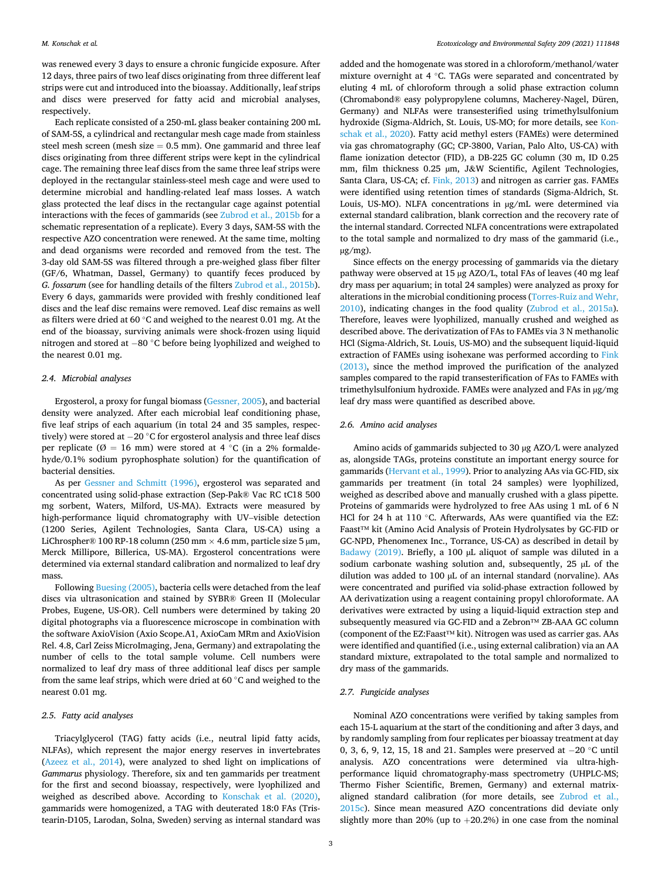was renewed every 3 days to ensure a chronic fungicide exposure. After 12 days, three pairs of two leaf discs originating from three different leaf strips were cut and introduced into the bioassay. Additionally, leaf strips and discs were preserved for fatty acid and microbial analyses, respectively.

Each replicate consisted of a 250-mL glass beaker containing 200 mL of SAM-5S, a cylindrical and rectangular mesh cage made from stainless steel mesh screen (mesh size = 0.5 mm). One gammarid and three leaf discs originating from three different strips were kept in the cylindrical cage. The remaining three leaf discs from the same three leaf strips were deployed in the rectangular stainless-steel mesh cage and were used to determine microbial and handling-related leaf mass losses. A watch glass protected the leaf discs in the rectangular cage against potential interactions with the feces of gammarids (see Zubrod et al., 2015b for a schematic representation of a replicate). Every 3 days, SAM-5S with the respective AZO concentration were renewed. At the same time, molting and dead organisms were recorded and removed from the test. The 3-day old SAM-5S was filtered through a pre-weighed glass fiber filter (GF/6, Whatman, Dassel, Germany) to quantify feces produced by *G. fossarum* (see for handling details of the filters Zubrod et al., 2015b). Every 6 days, gammarids were provided with freshly conditioned leaf discs and the leaf disc remains were removed. Leaf disc remains as well as filters were dried at 60 °C and weighed to the nearest 0.01 mg. At the end of the bioassay, surviving animals were shock-frozen using liquid nitrogen and stored at −80 °C before being lyophilized and weighed to the nearest 0.01 mg.

### 2.4. Microbial analyses

Ergosterol, a proxy for fungal biomass (Gessner, 2005), and bacterial density were analyzed. After each microbial leaf conditioning phase, five leaf strips of each aquarium (in total 24 and 35 samples, respectively) were stored at −20 °C for ergosterol analysis and three leaf discs per replicate (Ø = 16 mm) were stored at 4 °C (in a 2% formaldehyde/0.1% sodium pyrophosphate solution) for the quantification of bacterial densities.

As per Gessner and Schmitt (1996), ergosterol was separated and concentrated using solid-phase extraction (Sep-Pak® Vac RC tC18 500 mg sorbent, Waters, Milford, US-MA). Extracts were measured by high-performance liquid chromatography with UV–visible detection (1200 Series, Agilent Technologies, Santa Clara, US-CA) using a LiChrospher® 100 RP-18 column (250 mm × 4.6 mm, particle size 5 µm, Merck Millipore, Billerica, US-MA). Ergosterol concentrations were determined via external standard calibration and normalized to leaf dry mass.

Following Buesing (2005), bacteria cells were detached from the leaf discs via ultrasonication and stained by SYBR® Green II (Molecular Probes, Eugene, US-OR). Cell numbers were determined by taking 20 digital photographs via a fluorescence microscope in combination with the software AxioVision (Axio Scope.A1, AxioCam MRm and AxioVision Rel. 4.8, Carl Zeiss MicroImaging, Jena, Germany) and extrapolating the number of cells to the total sample volume. Cell numbers were normalized to leaf dry mass of three additional leaf discs per sample from the same leaf strips, which were dried at 60 °C and weighed to the nearest 0.01 mg.

### 2.5. Fatty acid analyses

Triacylglycerol (TAG) fatty acids (i.e., neutral lipid fatty acids, NLFAs), which represent the major energy reserves in invertebrates (Azeez et al., 2014), were analyzed to shed light on implications of *Gammarus* physiology. Therefore, six and ten gammarids per treatment for the first and second bioassay, respectively, were lyophilized and weighed as described above. According to Konschak et al. (2020), gammarids were homogenized, a TAG with deuterated 18:0 FAs (Tristearin-D105, Larodan, Solna, Sweden) serving as internal standard was added and the homogenate was stored in a chloroform/methanol/water mixture overnight at 4 °C. TAGs were separated and concentrated by eluting 4 mL of chloroform through a solid phase extraction column (Chromabond® easy polypropylene columns, Macherey-Nagel, Düren, Germany) and NLFAs were transesterified using trimethylsulfonium hydroxide (Sigma-Aldrich, St. Louis, US-MO; for more details, see Konschak et al., 2020). Fatty acid methyl esters (FAMEs) were determined via gas chromatography (GC; CP-3800, Varian, Palo Alto, US-CA) with flame ionization detector (FID), a DB-225 GC column (30 m, ID 0.25 mm, film thickness 0.25 µm, J&W Scientific, Agilent Technologies, Santa Clara, US-CA; cf. Fink, 2013) and nitrogen as carrier gas. FAMEs were identified using retention times of standards (Sigma-Aldrich, St. Louis, US-MO). NLFA concentrations in µg/mL were determined via external standard calibration, blank correction and the recovery rate of the internal standard. Corrected NLFA concentrations were extrapolated to the total sample and normalized to dry mass of the gammarid (i.e., µg/mg).

Since effects on the energy processing of gammarids via the dietary pathway were observed at 15 µg AZO/L, total FAs of leaves (40 mg leaf dry mass per aquarium; in total 24 samples) were analyzed as proxy for alterations in the microbial conditioning process (Torres-Ruiz and Wehr, 2010), indicating changes in the food quality (Zubrod et al., 2015a). Therefore, leaves were lyophilized, manually crushed and weighed as described above. The derivatization of FAs to FAMEs via 3 N methanolic HCl (Sigma-Aldrich, St. Louis, US-MO) and the subsequent liquid-liquid extraction of FAMEs using isohexane was performed according to Fink (2013), since the method improved the purification of the analyzed samples compared to the rapid transesterification of FAs to FAMEs with trimethylsulfonium hydroxide. FAMEs were analyzed and FAs in µg/mg leaf dry mass were quantified as described above.

### 2.6. Amino acid analyses

Amino acids of gammarids subjected to 30 µg AZO/L were analyzed as, alongside TAGs, proteins constitute an important energy source for gammarids (Hervant et al., 1999). Prior to analyzing AAs via GC-FID, six gammarids per treatment (in total 24 samples) were lyophilized, weighed as described above and manually crushed with a glass pipette. Proteins of gammarids were hydrolyzed to free AAs using 1 mL of 6 N HCl for 24 h at 110 °C. Afterwards, AAs were quantified via the EZ: Faast™ kit (Amino Acid Analysis of Protein Hydrolysates by GC-FID or GC-NPD, Phenomenex Inc., Torrance, US-CA) as described in detail by Badawy (2019). Briefly, a 100 µL aliquot of sample was diluted in a sodium carbonate washing solution and, subsequently, 25 µL of the dilution was added to 100 µL of an internal standard (norvaline). AAs were concentrated and purified via solid-phase extraction followed by AA derivatization using a reagent containing propyl chloroformate. AA derivatives were extracted by using a liquid-liquid extraction step and subsequently measured via GC-FID and a Zebron™ ZB-AAA GC column (component of the EZ:Faast™ kit). Nitrogen was used as carrier gas. AAs were identified and quantified (i.e., using external calibration) via an AA standard mixture, extrapolated to the total sample and normalized to dry mass of the gammarids.

### 2.7. Fungicide analyses

Nominal AZO concentrations were verified by taking samples from each 15-L aquarium at the start of the conditioning and after 3 days, and by randomly sampling from four replicates per bioassay treatment at day 0, 3, 6, 9, 12, 15, 18 and 21. Samples were preserved at −20 °C until analysis. AZO concentrations were determined via ultra-high-performance liquid chromatography-mass spectrometry (UHPLC-MS; Thermo Fisher Scientific, Bremen, Germany) and external matrix-aligned standard calibration (for more details, see Zubrod et al., 2015c). Since mean measured AZO concentrations did deviate only slightly more than 20% (up to +20.2%) in one case from the nominal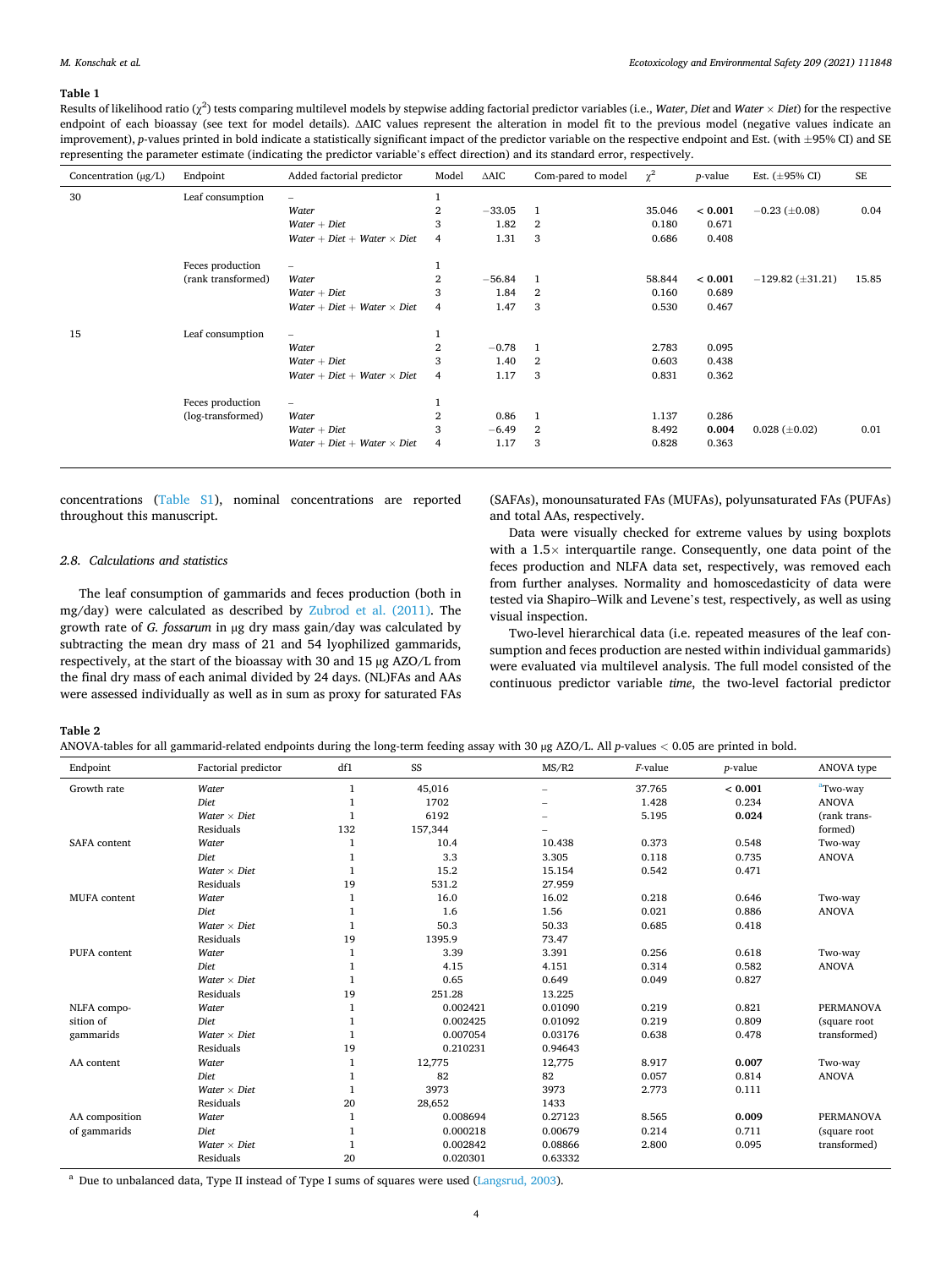**Table 1**

Results of likelihood ratio ($\chi^2$) tests comparing multilevel models by stepwise adding factorial predictor variables (i.e., *Water*, *Diet* and *Water* × *Diet*) for the respective endpoint of each bioassay (see text for model details). ΔAIC values represent the alteration in model fit to the previous model (negative values indicate an improvement), *p*-values printed in bold indicate a statistically significant impact of the predictor variable on the respective endpoint and Est. (with ±95% CI) and SE representing the parameter estimate (indicating the predictor variable's effect direction) and its standard error, respectively.

| Concentration (μg/L) | Endpoint | Added factorial predictor | Model | ΔAIC | Com-pared to model | $\chi^2$ | *p*-value | Est. (±95% CI) | SE |
|---|---|---|---|---|---|---|---|---|---|
| 30 | Leaf consumption | – | 1 | | | | | | |
| | | *Water* | 2 | −33.05 | 1 | 35.046 | **< 0.001** | −0.23 (±0.08) | 0.04 |
| | | *Water* + *Diet* | 3 | 1.82 | 2 | 0.180 | 0.671 | | |
| | | *Water* + *Diet* + *Water* × *Diet* | 4 | 1.31 | 3 | 0.686 | 0.408 | | |
| | Feces production (rank transformed) | – | 1 | | | | | | |
| | | *Water* | 2 | −56.84 | 1 | 58.844 | **< 0.001** | −129.82 (±31.21) | 15.85 |
| | | *Water* + *Diet* | 3 | 1.84 | 2 | 0.160 | 0.689 | | |
| | | *Water* + *Diet* + *Water* × *Diet* | 4 | 1.47 | 3 | 0.530 | 0.467 | | |
| 15 | Leaf consumption | – | 1 | | | | | | |
| | | *Water* | 2 | −0.78 | 1 | 2.783 | 0.095 | | |
| | | *Water* + *Diet* | 3 | 1.40 | 2 | 0.603 | 0.438 | | |
| | | *Water* + *Diet* + *Water* × *Diet* | 4 | 1.17 | 3 | 0.831 | 0.362 | | |
| | Feces production (log-transformed) | – | 1 | | | | | | |
| | | *Water* | 2 | 0.86 | 1 | 1.137 | 0.286 | | |
| | | *Water* + *Diet* | 3 | −6.49 | 2 | 8.492 | **0.004** | 0.028 (±0.02) | 0.01 |
| | | *Water* + *Diet* + *Water* × *Diet* | 4 | 1.17 | 3 | 0.828 | 0.363 | | |

concentrations (Table S1), nominal concentrations are reported throughout this manuscript.

### 2.8. Calculations and statistics

The leaf consumption of gammarids and feces production (both in mg/day) were calculated as described by Zubrod et al. (2011). The growth rate of *G. fossarum* in μg dry mass gain/day was calculated by subtracting the mean dry mass of 21 and 54 lyophilized gammarids, respectively, at the start of the bioassay with 30 and 15 μg AZO/L from the final dry mass of each animal divided by 24 days. (NL)FAs and AAs were assessed individually as well as in sum as proxy for saturated FAs (SAFAs), monounsaturated FAs (MUFAs), polyunsaturated FAs (PUFAs) and total AAs, respectively.

Data were visually checked for extreme values by using boxplots with a 1.5× interquartile range. Consequently, one data point of the feces production and NLFA data set, respectively, was removed each from further analyses. Normality and homoscedasticity of data were tested via Shapiro–Wilk and Levene's test, respectively, as well as using visual inspection.

Two-level hierarchical data (i.e. repeated measures of the leaf consumption and feces production are nested within individual gammarids) were evaluated via multilevel analysis. The full model consisted of the continuous predictor variable *time*, the two-level factorial predictor

**Table 2**

ANOVA-tables for all gammarid-related endpoints during the long-term feeding assay with 30 μg AZO/L. All *p*-values < 0.05 are printed in bold.

| Endpoint | Factorial predictor | df1 | SS | MS/R2 | *F*-value | *p*-value | ANOVA type |
|---|---|---|---|---|---|---|---|
| Growth rate | *Water* | 1 | 45,016 | – | 37.765 | **< 0.001** | [a]Two-way ANOVA (rank trans-formed) |
| | *Diet* | 1 | 1702 | – | 1.428 | 0.234 | |
| | *Water* × *Diet* | 1 | 6192 | – | 5.195 | **0.024** | |
| | Residuals | 132 | 157,344 | – | | | |
| SAFA content | *Water* | 1 | 10.4 | 10.438 | 0.373 | 0.548 | Two-way ANOVA |
| | *Diet* | 1 | 3.3 | 3.305 | 0.118 | 0.735 | |
| | *Water* × *Diet* | 1 | 15.2 | 15.154 | 0.542 | 0.471 | |
| | Residuals | 19 | 531.2 | 27.959 | | | |
| MUFA content | *Water* | 1 | 16.0 | 16.02 | 0.218 | 0.646 | Two-way ANOVA |
| | *Diet* | 1 | 1.6 | 1.56 | 0.021 | 0.886 | |
| | *Water* × *Diet* | 1 | 50.3 | 50.33 | 0.685 | 0.418 | |
| | Residuals | 19 | 1395.9 | 73.47 | | | |
| PUFA content | *Water* | 1 | 3.39 | 3.391 | 0.256 | 0.618 | Two-way ANOVA |
| | *Diet* | 1 | 4.15 | 4.151 | 0.314 | 0.582 | |
| | *Water* × *Diet* | 1 | 0.65 | 0.649 | 0.049 | 0.827 | |
| | Residuals | 19 | 251.28 | 13.225 | | | |
| NLFA composition of gammarids | *Water* | 1 | 0.002421 | 0.01090 | 0.219 | 0.821 | PERMANOVA (square root transformed) |
| | *Diet* | 1 | 0.002425 | 0.01092 | 0.219 | 0.809 | |
| | *Water* × *Diet* | 1 | 0.007054 | 0.03176 | 0.638 | 0.478 | |
| | Residuals | 19 | 0.210231 | 0.94643 | | | |
| AA content | *Water* | 1 | 12,775 | 12,775 | 8.917 | **0.007** | Two-way ANOVA |
| | *Diet* | 1 | 82 | 82 | 0.057 | 0.814 | |
| | *Water* × *Diet* | 1 | 3973 | 3973 | 2.773 | 0.111 | |
| | Residuals | 20 | 28,652 | 1433 | | | |
| AA composition of gammarids | *Water* | 1 | 0.008694 | 0.27123 | 8.565 | **0.009** | PERMANOVA (square root transformed) |
| | *Diet* | 1 | 0.000218 | 0.00679 | 0.214 | 0.711 | |
| | *Water* × *Diet* | 1 | 0.002842 | 0.08866 | 2.800 | 0.095 | |
| | Residuals | 20 | 0.020301 | 0.63332 | | | |

[a] Due to unbalanced data, Type II instead of Type I sums of squares were used (Langsrud, 2003).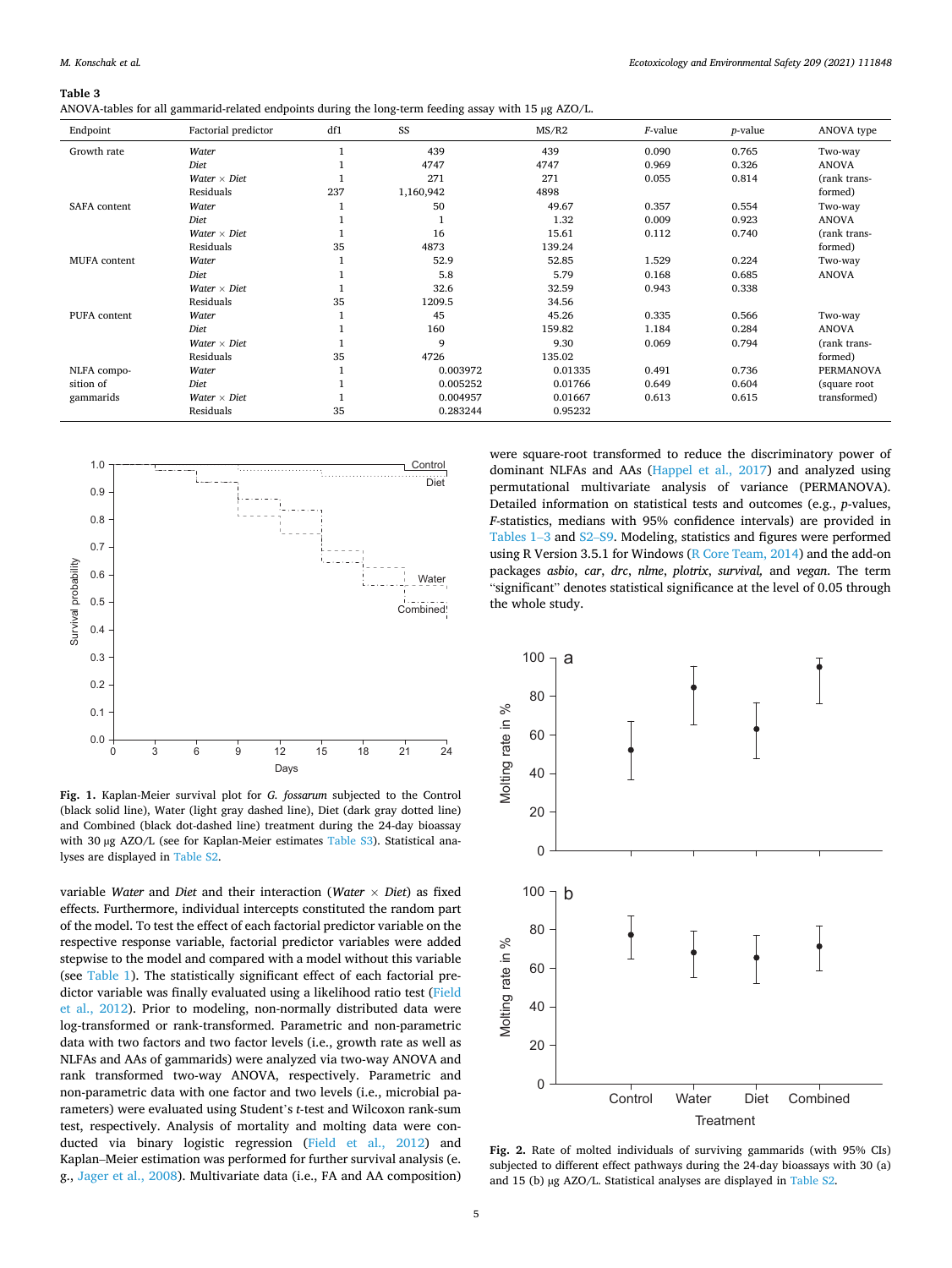**Table 3**
ANOVA-tables for all gammarid-related endpoints during the long-term feeding assay with 15 μg AZO/L.

| Endpoint | Factorial predictor | df1 | SS | MS/R2 | *F*-value | *p*-value | ANOVA type |
|---|---|---|---|---|---|---|---|
| Growth rate | *Water* | 1 | 439 | 439 | 0.090 | 0.765 | Two-way |
| | *Diet* | 1 | 4747 | 4747 | 0.969 | 0.326 | ANOVA |
| | *Water* × *Diet* | 1 | 271 | 271 | 0.055 | 0.814 | (rank trans- |
| | Residuals | 237 | 1,160,942 | 4898 | | | formed) |
| SAFA content | *Water* | 1 | 50 | 49.67 | 0.357 | 0.554 | Two-way |
| | *Diet* | 1 | 1 | 1.32 | 0.009 | 0.923 | ANOVA |
| | *Water* × *Diet* | 1 | 16 | 15.61 | 0.112 | 0.740 | (rank trans- |
| | Residuals | 35 | 4873 | 139.24 | | | formed) |
| MUFA content | *Water* | 1 | 52.9 | 52.85 | 1.529 | 0.224 | Two-way |
| | *Diet* | 1 | 5.8 | 5.79 | 0.168 | 0.685 | ANOVA |
| | *Water* × *Diet* | 1 | 32.6 | 32.59 | 0.943 | 0.338 | |
| | Residuals | 35 | 1209.5 | 34.56 | | | |
| PUFA content | *Water* | 1 | 45 | 45.26 | 0.335 | 0.566 | Two-way |
| | *Diet* | 1 | 160 | 159.82 | 1.184 | 0.284 | ANOVA |
| | *Water* × *Diet* | 1 | 9 | 9.30 | 0.069 | 0.794 | (rank trans- |
| | Residuals | 35 | 4726 | 135.02 | | | formed) |
| NLFA composition of gammarids | *Water* | 1 | 0.003972 | 0.01335 | 0.491 | 0.736 | PERMANOVA |
| | *Diet* | 1 | 0.005252 | 0.01766 | 0.649 | 0.604 | (square root |
| | *Water* × *Diet* | 1 | 0.004957 | 0.01667 | 0.613 | 0.615 | transformed) |
| | Residuals | 35 | 0.283244 | 0.95232 | | | |

**Fig. 1.** Kaplan-Meier survival plot for *G. fossarum* subjected to the Control (black solid line), Water (light gray dashed line), Diet (dark gray dotted line) and Combined (black dot-dashed line) treatment during the 24-day bioassay with 30 μg AZO/L (see for Kaplan-Meier estimates Table S3). Statistical analyses are displayed in Table S2.

variable *Water* and *Diet* and their interaction (*Water* × *Diet*) as fixed effects. Furthermore, individual intercepts constituted the random part of the model. To test the effect of each factorial predictor variable on the respective response variable, factorial predictor variables were added stepwise to the model and compared with a model without this variable (see Table 1). The statistically significant effect of each factorial predictor variable was finally evaluated using a likelihood ratio test (Field et al., 2012). Prior to modeling, non-normally distributed data were log-transformed or rank-transformed. Parametric and non-parametric data with two factors and two factor levels (i.e., growth rate as well as NLFAs and AAs of gammarids) were analyzed via two-way ANOVA and rank transformed two-way ANOVA, respectively. Parametric and non-parametric data with one factor and two levels (i.e., microbial parameters) were evaluated using Student's *t*-test and Wilcoxon rank-sum test, respectively. Analysis of mortality and molting data were conducted via binary logistic regression (Field et al., 2012) and Kaplan–Meier estimation was performed for further survival analysis (e.g., Jager et al., 2008). Multivariate data (i.e., FA and AA composition) were square-root transformed to reduce the discriminatory power of dominant NLFAs and AAs (Happel et al., 2017) and analyzed using permutational multivariate analysis of variance (PERMANOVA). Detailed information on statistical tests and outcomes (e.g., *p*-values, *F*-statistics, medians with 95% confidence intervals) are provided in Tables 1–3 and S2–S9. Modeling, statistics and figures were performed using R Version 3.5.1 for Windows (R Core Team, 2014) and the add-on packages *asbio*, *car*, *drc*, *nlme*, *plotrix*, *survival,* and *vegan*. The term "significant" denotes statistical significance at the level of 0.05 through the whole study.

**Fig. 2.** Rate of molted individuals of surviving gammarids (with 95% CIs) subjected to different effect pathways during the 24-day bioassays with 30 (a) and 15 (b) μg AZO/L. Statistical analyses are displayed in Table S2.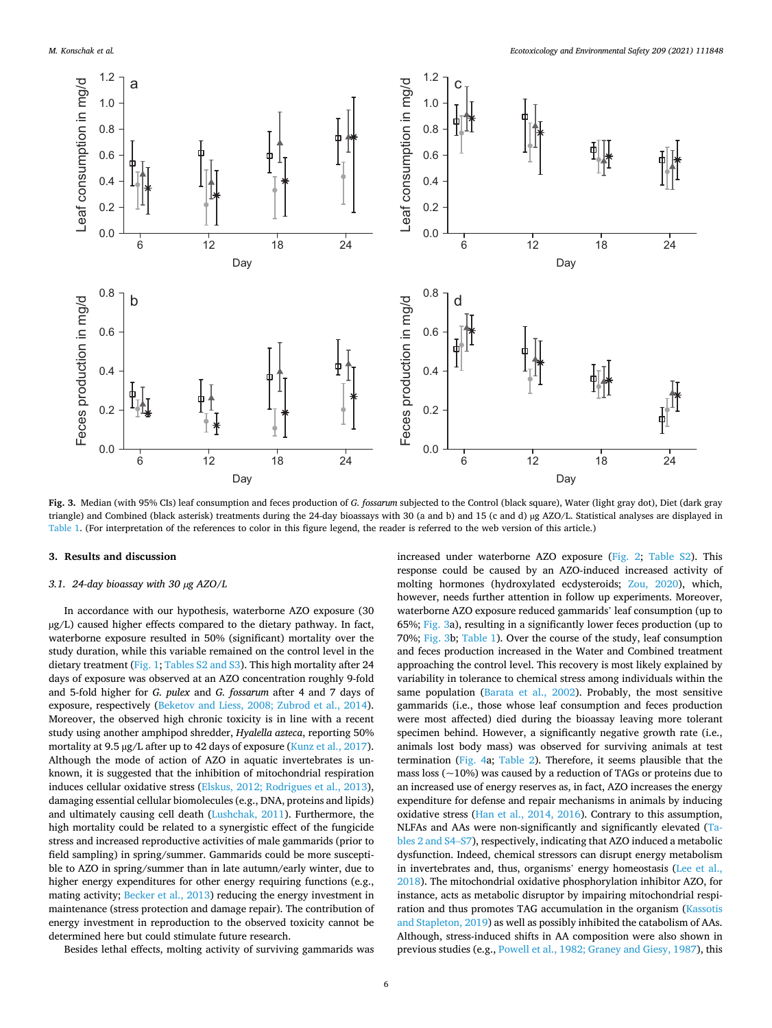**Fig. 3.** Median (with 95% CIs) leaf consumption and feces production of *G. fossarum* subjected to the Control (black square), Water (light gray dot), Diet (dark gray triangle) and Combined (black asterisk) treatments during the 24-day bioassays with 30 (a and b) and 15 (c and d) μg AZO/L. Statistical analyses are displayed in Table 1. (For interpretation of the references to color in this figure legend, the reader is referred to the web version of this article.)

## 3. Results and discussion

### 3.1. 24-day bioassay with 30 μg AZO/L

In accordance with our hypothesis, waterborne AZO exposure (30 μg/L) caused higher effects compared to the dietary pathway. In fact, waterborne exposure resulted in 50% (significant) mortality over the study duration, while this variable remained on the control level in the dietary treatment (Fig. 1; Tables S2 and S3). This high mortality after 24 days of exposure was observed at an AZO concentration roughly 9-fold and 5-fold higher for *G. pulex* and *G. fossarum* after 4 and 7 days of exposure, respectively (Beketov and Liess, 2008; Zubrod et al., 2014). Moreover, the observed high chronic toxicity is in line with a recent study using another amphipod shredder, *Hyalella azteca*, reporting 50% mortality at 9.5 μg/L after up to 42 days of exposure (Kunz et al., 2017). Although the mode of action of AZO in aquatic invertebrates is unknown, it is suggested that the inhibition of mitochondrial respiration induces cellular oxidative stress (Elskus, 2012; Rodrigues et al., 2013), damaging essential cellular biomolecules (e.g., DNA, proteins and lipids) and ultimately causing cell death (Lushchak, 2011). Furthermore, the high mortality could be related to a synergistic effect of the fungicide stress and increased reproductive activities of male gammarids (prior to field sampling) in spring/summer. Gammarids could be more susceptible to AZO in spring/summer than in late autumn/early winter, due to higher energy expenditures for other energy requiring functions (e.g., mating activity; Becker et al., 2013) reducing the energy investment in maintenance (stress protection and damage repair). The contribution of energy investment in reproduction to the observed toxicity cannot be determined here but could stimulate future research.

Besides lethal effects, molting activity of surviving gammarids was increased under waterborne AZO exposure (Fig. 2; Table S2). This response could be caused by an AZO-induced increased activity of molting hormones (hydroxylated ecdysteroids; Zou, 2020), which, however, needs further attention in follow up experiments. Moreover, waterborne AZO exposure reduced gammarids' leaf consumption (up to 65%; Fig. 3a), resulting in a significantly lower feces production (up to 70%; Fig. 3b; Table 1). Over the course of the study, leaf consumption and feces production increased in the Water and Combined treatment approaching the control level. This recovery is most likely explained by variability in tolerance to chemical stress among individuals within the same population (Barata et al., 2002). Probably, the most sensitive gammarids (i.e., those whose leaf consumption and feces production were most affected) died during the bioassay leaving more tolerant specimen behind. However, a significantly negative growth rate (i.e., animals lost body mass) was observed for surviving animals at test termination (Fig. 4a; Table 2). Therefore, it seems plausible that the mass loss (~10%) was caused by a reduction of TAGs or proteins due to an increased use of energy reserves as, in fact, AZO increases the energy expenditure for defense and repair mechanisms in animals by inducing oxidative stress (Han et al., 2014, 2016). Contrary to this assumption, NLFAs and AAs were non-significantly and significantly elevated (Tables 2 and S4–S7), respectively, indicating that AZO induced a metabolic dysfunction. Indeed, chemical stressors can disrupt energy metabolism in invertebrates and, thus, organisms' energy homeostasis (Lee et al., 2018). The mitochondrial oxidative phosphorylation inhibitor AZO, for instance, acts as metabolic disruptor by impairing mitochondrial respiration and thus promotes TAG accumulation in the organism (Kassotis and Stapleton, 2019) as well as possibly inhibited the catabolism of AAs. Although, stress-induced shifts in AA composition were also shown in previous studies (e.g., Powell et al., 1982; Graney and Giesy, 1987), this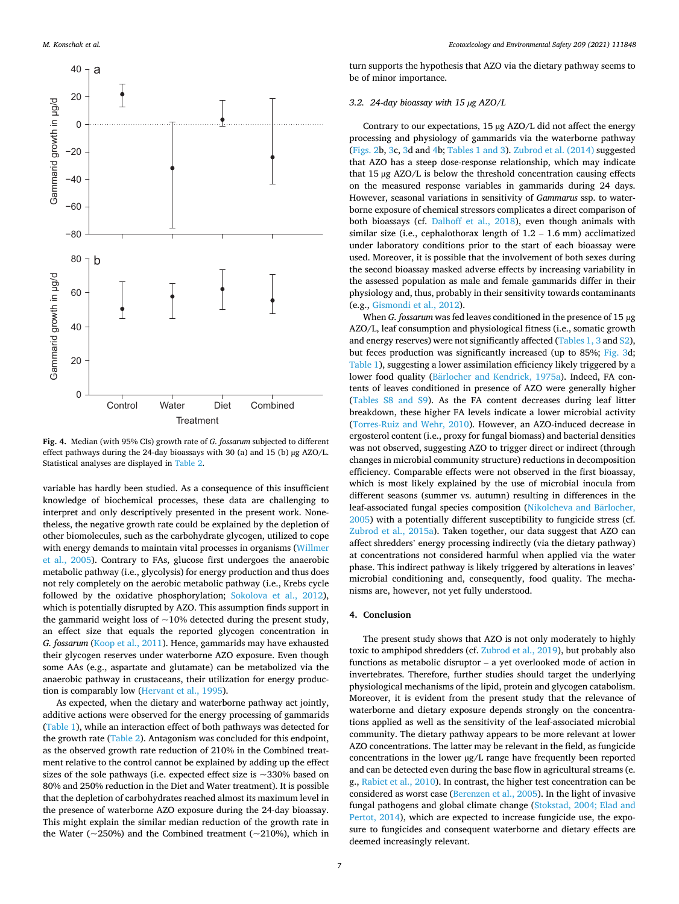**Fig. 4.** Median (with 95% CIs) growth rate of *G. fossarum* subjected to different effect pathways during the 24-day bioassays with 30 (a) and 15 (b) μg AZO/L. Statistical analyses are displayed in Table 2.

variable has hardly been studied. As a consequence of this insufficient knowledge of biochemical processes, these data are challenging to interpret and only descriptively presented in the present work. Nonetheless, the negative growth rate could be explained by the depletion of other biomolecules, such as the carbohydrate glycogen, utilized to cope with energy demands to maintain vital processes in organisms (Willmer et al., 2005). Contrary to FAs, glucose first undergoes the anaerobic metabolic pathway (i.e., glycolysis) for energy production and thus does not rely completely on the aerobic metabolic pathway (i.e., Krebs cycle followed by the oxidative phosphorylation; Sokolova et al., 2012), which is potentially disrupted by AZO. This assumption finds support in the gammarid weight loss of ~10% detected during the present study, an effect size that equals the reported glycogen concentration in *G. fossarum* (Koop et al., 2011). Hence, gammarids may have exhausted their glycogen reserves under waterborne AZO exposure. Even though some AAs (e.g., aspartate and glutamate) can be metabolized via the anaerobic pathway in crustaceans, their utilization for energy production is comparably low (Hervant et al., 1995).

As expected, when the dietary and waterborne pathway act jointly, additive actions were observed for the energy processing of gammarids (Table 1), while an interaction effect of both pathways was detected for the growth rate (Table 2). Antagonism was concluded for this endpoint, as the observed growth rate reduction of 210% in the Combined treatment relative to the control cannot be explained by adding up the effect sizes of the sole pathways (i.e. expected effect size is ~330% based on 80% and 250% reduction in the Diet and Water treatment). It is possible that the depletion of carbohydrates reached almost its maximum level in the presence of waterborne AZO exposure during the 24-day bioassay. This might explain the similar median reduction of the growth rate in the Water (~250%) and the Combined treatment (~210%), which in turn supports the hypothesis that AZO via the dietary pathway seems to be of minor importance.

### 3.2. 24-day bioassay with 15 μg AZO/L

Contrary to our expectations, 15 μg AZO/L did not affect the energy processing and physiology of gammarids via the waterborne pathway (Figs. 2b, 3c, 3d and 4b; Tables 1 and 3). Zubrod et al. (2014) suggested that AZO has a steep dose-response relationship, which may indicate that 15 μg AZO/L is below the threshold concentration causing effects on the measured response variables in gammarids during 24 days. However, seasonal variations in sensitivity of *Gammarus* ssp. to waterborne exposure of chemical stressors complicates a direct comparison of both bioassays (cf. Dalhoff et al., 2018), even though animals with similar size (i.e., cephalothorax length of 1.2 – 1.6 mm) acclimatized under laboratory conditions prior to the start of each bioassay were used. Moreover, it is possible that the involvement of both sexes during the second bioassay masked adverse effects by increasing variability in the assessed population as male and female gammarids differ in their physiology and, thus, probably in their sensitivity towards contaminants (e.g., Gismondi et al., 2012).

When *G. fossarum* was fed leaves conditioned in the presence of 15 μg AZO/L, leaf consumption and physiological fitness (i.e., somatic growth and energy reserves) were not significantly affected (Tables 1, 3 and S2), but feces production was significantly increased (up to 85%; Fig. 3d; Table 1), suggesting a lower assimilation efficiency likely triggered by a lower food quality (Bärlocher and Kendrick, 1975a). Indeed, FA contents of leaves conditioned in presence of AZO were generally higher (Tables S8 and S9). As the FA content decreases during leaf litter breakdown, these higher FA levels indicate a lower microbial activity (Torres-Ruiz and Wehr, 2010). However, an AZO-induced decrease in ergosterol content (i.e., proxy for fungal biomass) and bacterial densities was not observed, suggesting AZO to trigger direct or indirect (through changes in microbial community structure) reductions in decomposition efficiency. Comparable effects were not observed in the first bioassay, which is most likely explained by the use of microbial inocula from different seasons (summer vs. autumn) resulting in differences in the leaf-associated fungal species composition (Nikolcheva and Bärlocher, 2005) with a potentially different susceptibility to fungicide stress (cf. Zubrod et al., 2015a). Taken together, our data suggest that AZO can affect shredders' energy processing indirectly (via the dietary pathway) at concentrations not considered harmful when applied via the water phase. This indirect pathway is likely triggered by alterations in leaves' microbial conditioning and, consequently, food quality. The mechanisms are, however, not yet fully understood.

## 4. Conclusion

The present study shows that AZO is not only moderately to highly toxic to amphipod shredders (cf. Zubrod et al., 2019), but probably also functions as metabolic disruptor – a yet overlooked mode of action in invertebrates. Therefore, further studies should target the underlying physiological mechanisms of the lipid, protein and glycogen catabolism. Moreover, it is evident from the present study that the relevance of waterborne and dietary exposure depends strongly on the concentrations applied as well as the sensitivity of the leaf-associated microbial community. The dietary pathway appears to be more relevant at lower AZO concentrations. The latter may be relevant in the field, as fungicide concentrations in the lower μg/L range have frequently been reported and can be detected even during the base flow in agricultural streams (e.g., Rabiet et al., 2010). In contrast, the higher test concentration can be considered as worst case (Berenzen et al., 2005). In the light of invasive fungal pathogens and global climate change (Stokstad, 2004; Elad and Pertot, 2014), which are expected to increase fungicide use, the exposure to fungicides and consequent waterborne and dietary effects are deemed increasingly relevant.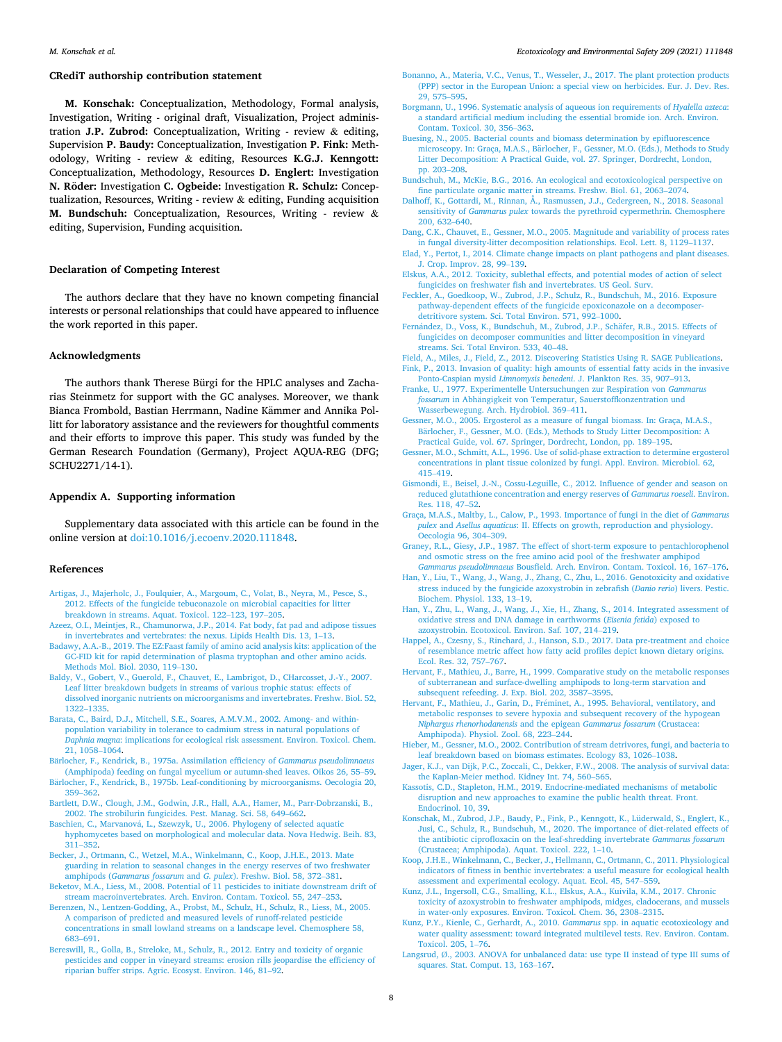## CRediT authorship contribution statement

**M. Konschak:** Conceptualization, Methodology, Formal analysis, Investigation, Writing - original draft, Visualization, Project administration **J.P. Zubrod:** Conceptualization, Writing - review & editing, Supervision **P. Baudy:** Conceptualization, Investigation **P. Fink:** Methodology, Writing - review & editing, Resources **K.G.J. Kenngott:** Conceptualization, Methodology, Resources **D. Englert:** Investigation **N. Röder:** Investigation **C. Ogbeide:** Investigation **R. Schulz:** Conceptualization, Resources, Writing - review & editing, Funding acquisition **M. Bundschuh:** Conceptualization, Resources, Writing - review & editing, Supervision, Funding acquisition.

## Declaration of Competing Interest

The authors declare that they have no known competing financial interests or personal relationships that could have appeared to influence the work reported in this paper.

## Acknowledgments

The authors thank Therese Bürgi for the HPLC analyses and Zacharias Steinmetz for support with the GC analyses. Moreover, we thank Bianca Frombold, Bastian Herrmann, Nadine Kämmer and Annika Pollitt for laboratory assistance and the reviewers for thoughtful comments and their efforts to improve this paper. This study was funded by the German Research Foundation (Germany), Project AQUA-REG (DFG; SCHU2271/14-1).

## Appendix A. Supporting information

Supplementary data associated with this article can be found in the online version at doi:10.1016/j.ecoenv.2020.111848.

## References

Artigas, J., Majerholc, J., Foulquier, A., Margoum, C., Volat, B., Neyra, M., Pesce, S., 2012. Effects of the fungicide tebuconazole on microbial capacities for litter breakdown in streams. Aquat. Toxicol. 122–123, 197–205.

Azeez, O.I., Meintjes, R., Chamunorwa, J.P., 2014. Fat body, fat pad and adipose tissues in invertebrates and vertebrates: the nexus. Lipids Health Dis. 13, 1–13.

Badawy, A.A.-B., 2019. The EZ:Faast family of amino acid analysis kits: application of the GC-FID kit for rapid determination of plasma tryptophan and other amino acids. Methods Mol. Biol. 2030, 119–130.

Baldy, V., Gobert, V., Guerold, F., Chauvet, E., Lambrigot, D., CHarcosset, J.-Y., 2007. Leaf litter breakdown budgets in streams of various trophic status: effects of dissolved inorganic nutrients on microorganisms and invertebrates. Freshw. Biol. 52, 1322–1335.

Barata, C., Baird, D.J., Mitchell, S.E., Soares, A.M.V.M., 2002. Among- and within-population variability in tolerance to cadmium stress in natural populations of *Daphnia magna*: implications for ecological risk assessment. Environ. Toxicol. Chem. 21, 1058–1064.

Bärlocher, F., Kendrick, B., 1975a. Assimilation efficiency of *Gammarus pseudolimnaeus* (Amphipoda) feeding on fungal mycelium or autumn-shed leaves. Oikos 26, 55–59.

Bärlocher, F., Kendrick, B., 1975b. Leaf-conditioning by microorganisms. Oecologia 20, 359–362.

Bartlett, D.W., Clough, J.M., Godwin, J.R., Hall, A.A., Hamer, M., Parr-Dobrzanski, B., 2002. The strobilurin fungicides. Pest. Manag. Sci. 58, 649–662.

Baschien, C., Marvanová, L., Szewzyk, U., 2006. Phylogeny of selected aquatic hyphomycetes based on morphological and molecular data. Nova Hedwig. Beih. 83, 311–352.

Becker, J., Ortmann, C., Wetzel, M.A., Winkelmann, C., Koop, J.H.E., 2013. Mate guarding in relation to seasonal changes in the energy reserves of two freshwater amphipods (*Gammarus fossarum* and *G. pulex*). Freshw. Biol. 58, 372–381.

Beketov, M.A., Liess, M., 2008. Potential of 11 pesticides to initiate downstream drift of stream macroinvertebrates. Arch. Environ. Contam. Toxicol. 55, 247–253.

Berenzen, N., Lentzen-Godding, A., Probst, M., Schulz, H., Schulz, R., Liess, M., 2005. A comparison of predicted and measured levels of runoff-related pesticide concentrations in small lowland streams on a landscape level. Chemosphere 58, 683–691.

Bereswill, R., Golla, B., Streloke, M., Schulz, R., 2012. Entry and toxicity of organic pesticides and copper in vineyard streams: erosion rills jeopardise the efficiency of riparian buffer strips. Agric. Ecosyst. Environ. 146, 81–92.

Bonanno, A., Materia, V.C., Venus, T., Wesseler, J., 2017. The plant protection products (PPP) sector in the European Union: a special view on herbicides. Eur. J. Dev. Res. 29, 575–595.

Borgmann, U., 1996. Systematic analysis of aqueous ion requirements of *Hyalella azteca*: a standard artificial medium including the essential bromide ion. Arch. Environ. Contam. Toxicol. 30, 356–363.

Buesing, N., 2005. Bacterial counts and biomass determination by epifluorescence microscopy. In: Graça, M.A.S., Bärlocher, F., Gessner, M.O. (Eds.), Methods to Study Litter Decomposition: A Practical Guide, vol. 27. Springer, Dordrecht, London, pp. 203–208.

Bundschuh, M., McKie, B.G., 2016. An ecological and ecotoxicological perspective on fine particulate organic matter in streams. Freshw. Biol. 61, 2063–2074.

Dalhoff, K., Gottardi, M., Rinnan, Å., Rasmussen, J.J., Cedergreen, N., 2018. Seasonal sensitivity of *Gammarus pulex* towards the pyrethroid cypermethrin. Chemosphere 200, 632–640.

Dang, C.K., Chauvet, E., Gessner, M.O., 2005. Magnitude and variability of process rates in fungal diversity-litter decomposition relationships. Ecol. Lett. 8, 1129–1137.

Elad, Y., Pertot, I., 2014. Climate change impacts on plant pathogens and plant diseases. J. Crop. Improv. 28, 99–139.

Elskus, A.A., 2012. Toxicity, sublethal effects, and potential modes of action of select fungicides on freshwater fish and invertebrates. US Geol. Surv.

Feckler, A., Goedkoop, W., Zubrod, J.P., Schulz, R., Bundschuh, M., 2016. Exposure pathway-dependent effects of the fungicide epoxiconazole on a decomposer-detritivore system. Sci. Total Environ. 571, 992–1000.

Fernández, D., Voss, K., Bundschuh, M., Zubrod, J.P., Schäfer, R.B., 2015. Effects of fungicides on decomposer communities and litter decomposition in vineyard streams. Sci. Total Environ. 533, 40–48.

Field, A., Miles, J., Field, Z., 2012. Discovering Statistics Using R. SAGE Publications.

Fink, P., 2013. Invasion of quality: high amounts of essential fatty acids in the invasive Ponto-Caspian mysid *Limnomysis benedeni*. J. Plankton Res. 35, 907–913.

Franke, U., 1977. Experimentelle Untersuchungen zur Respiration von *Gammarus fossarum* in Abhängigkeit von Temperatur, Sauerstoffkonzentration und Wasserbewegung. Arch. Hydrobiol. 369–411.

Gessner, M.O., 2005. Ergosterol as a measure of fungal biomass. In: Graça, M.A.S., Bärlocher, F., Gessner, M.O. (Eds.), Methods to Study Litter Decomposition: A Practical Guide, vol. 67. Springer, Dordrecht, London, pp. 189–195.

Gessner, M.O., Schmitt, A.L., 1996. Use of solid-phase extraction to determine ergosterol concentrations in plant tissue colonized by fungi. Appl. Environ. Microbiol. 62, 415–419.

Gismondi, E., Beisel, J.-N., Cossu-Leguille, C., 2012. Influence of gender and season on reduced glutathione concentration and energy reserves of *Gammarus roeseli*. Environ. Res. 118, 47–52.

Graça, M.A.S., Maltby, L., Calow, P., 1993. Importance of fungi in the diet of *Gammarus pulex* and *Asellus aquaticus*: II. Effects on growth, reproduction and physiology. Oecologia 96, 304–309.

Graney, R.L., Giesy, J.P., 1987. The effect of short-term exposure to pentachlorophenol and osmotic stress on the free amino acid pool of the freshwater amphipod *Gammarus pseudolimnaeus* Bousfield. Arch. Environ. Contam. Toxicol. 16, 167–176.

Han, Y., Liu, T., Wang, J., Wang, J., Zhang, C., Zhu, L., 2016. Genotoxicity and oxidative stress induced by the fungicide azoxystrobin in zebrafish (*Danio rerio*) livers. Pestic. Biochem. Physiol. 133, 13–19.

Han, Y., Zhu, L., Wang, J., Wang, J., Xie, H., Zhang, S., 2014. Integrated assessment of oxidative stress and DNA damage in earthworms (*Eisenia fetida*) exposed to azoxystrobin. Ecotoxicol. Environ. Saf. 107, 214–219.

Happel, A., Czesny, S., Rinchard, J., Hanson, S.D., 2017. Data pre-treatment and choice of resemblance metric affect how fatty acid profiles depict known dietary origins. Ecol. Res. 32, 757–767.

Hervant, F., Mathieu, J., Barre, H., 1999. Comparative study on the metabolic responses of subterranean and surface-dwelling amphipods to long-term starvation and subsequent refeeding. J. Exp. Biol. 202, 3587–3595.

Hervant, F., Mathieu, J., Garin, D., Fréminet, A., 1995. Behavioral, ventilatory, and metabolic responses to severe hypoxia and subsequent recovery of the hypogean *Niphargus rhenorhodanensis* and the epigean *Gammarus fossarum* (Crustacea: Amphipoda). Physiol. Zool. 68, 223–244.

Hieber, M., Gessner, M.O., 2002. Contribution of stream detrivores, fungi, and bacteria to leaf breakdown based on biomass estimates. Ecology 83, 1026–1038.

Jager, K.J., van Dijk, P.C., Zoccali, C., Dekker, F.W., 2008. The analysis of survival data: the Kaplan-Meier method. Kidney Int. 74, 560–565.

Kassotis, C.D., Stapleton, H.M., 2019. Endocrine-mediated mechanisms of metabolic disruption and new approaches to examine the public health threat. Front. Endocrinol. 10, 39.

Konschak, M., Zubrod, J.P., Baudy, P., Fink, P., Kenngott, K., Lüderwald, S., Englert, K., Jusi, C., Schulz, R., Bundschuh, M., 2020. The importance of diet-related effects of the antibiotic ciprofloxacin on the leaf-shredding invertebrate *Gammarus fossarum* (Crustacea; Amphipoda). Aquat. Toxicol. 222, 1–10.

Koop, J.H.E., Winkelmann, C., Becker, J., Hellmann, C., Ortmann, C., 2011. Physiological indicators of fitness in benthic invertebrates: a useful measure for ecological health assessment and experimental ecology. Aquat. Ecol. 45, 547–559.

Kunz, J.L., Ingersoll, C.G., Smalling, K.L., Elskus, A.A., Kuivila, K.M., 2017. Chronic toxicity of azoxystrobin to freshwater amphipods, midges, cladocerans, and mussels in water-only exposures. Environ. Toxicol. Chem. 36, 2308–2315.

Kunz, P.Y., Kienle, C., Gerhardt, A., 2010. *Gammarus* spp. in aquatic ecotoxicology and water quality assessment: toward integrated multilevel tests. Rev. Environ. Contam. Toxicol. 205, 1–76.

Langsrud, Ø., 2003. ANOVA for unbalanced data: use type II instead of type III sums of squares. Stat. Comput. 13, 163–167.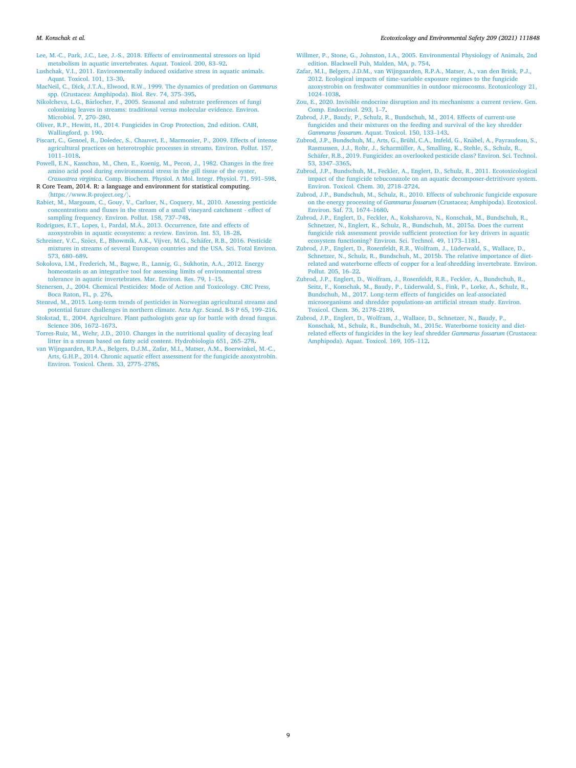Lee, M.-C., Park, J.C., Lee, J.-S., 2018. Effects of environmental stressors on lipid metabolism in aquatic invertebrates. Aquat. Toxicol. 200, 83–92.

Lushchak, V.I., 2011. Environmentally induced oxidative stress in aquatic animals. Aquat. Toxicol. 101, 13–30.

MacNeil, C., Dick, J.T.A., Elwood, R.W., 1999. The dynamics of predation on *Gammarus* spp. (Crustacea: Amphipoda). Biol. Rev. 74, 375–395.

Nikolcheva, L.G., Bärlocher, F., 2005. Seasonal and substrate preferences of fungi colonizing leaves in streams: traditional versus molecular evidence. Environ. Microbiol. 7, 270–280.

Oliver, R.P., Hewitt, H., 2014. Fungicides in Crop Protection, 2nd edition. CABI, Wallingford, p. 190.

Piscart, C., Genoel, R., Doledec, S., Chauvet, E., Marmonier, P., 2009. Effects of intense agricultural practices on heterotrophic processes in streams. Environ. Pollut. 157, 1011–1018.

Powell, E.N., Kasschau, M., Chen, E., Koenig, M., Pecon, J., 1982. Changes in the free amino acid pool during environmental stress in the gill tissue of the oyster, *Crassostrea virginica*. Comp. Biochem. Physiol. A Mol. Integr. Physiol. 71, 591–598.

R Core Team, 2014. R: a language and environment for statistical computing. 〈https://www.R-project.org/〉.

Rabiet, M., Margoum, C., Gouy, V., Carluer, N., Coquery, M., 2010. Assessing pesticide concentrations and fluxes in the stream of a small vineyard catchment - effect of sampling frequency. Environ. Pollut. 158, 737–748.

Rodrigues, E.T., Lopes, I., Pardal, M.Â., 2013. Occurrence, fate and effects of azoxystrobin in aquatic ecosystems: a review. Environ. Int. 53, 18–28.

Schreiner, V.C., Szöcs, E., Bhowmik, A.K., Vijver, M.G., Schäfer, R.B., 2016. Pesticide mixtures in streams of several European countries and the USA. Sci. Total Environ. 573, 680–689.

Sokolova, I.M., Frederich, M., Bagwe, R., Lannig, G., Sukhotin, A.A., 2012. Energy homeostasis as an integrative tool for assessing limits of environmental stress tolerance in aquatic invertebrates. Mar. Environ. Res. 79, 1–15.

Stenersen, J., 2004. Chemical Pesticides: Mode of Action and Toxicology. CRC Press, Boca Raton, FL, p. 276.

Stenrød, M., 2015. Long-term trends of pesticides in Norwegian agricultural streams and potential future challenges in northern climate. Acta Agr. Scand. B-S P 65, 199–216.

Stokstad, E., 2004. Agriculture. Plant pathologists gear up for battle with dread fungus. Science 306, 1672–1673.

Torres-Ruiz, M., Wehr, J.D., 2010. Changes in the nutritional quality of decaying leaf litter in a stream based on fatty acid content. Hydrobiologia 651, 265–278.

van Wijngaarden, R.P.A., Belgers, D.J.M., Zafar, M.I., Matser, A.M., Boerwinkel, M.-C., Arts, G.H.P., 2014. Chronic aquatic effect assessment for the fungicide azoxystrobin. Environ. Toxicol. Chem. 33, 2775–2785.

Willmer, P., Stone, G., Johnston, I.A., 2005. Environmental Physiology of Animals, 2nd edition. Blackwell Pub, Malden, MA, p. 754.

Zafar, M.I., Belgers, J.D.M., van Wijngaarden, R.P.A., Matser, A., van den Brink, P.J., 2012. Ecological impacts of time-variable exposure regimes to the fungicide azoxystrobin on freshwater communities in outdoor microcosms. Ecotoxicology 21, 1024–1038.

Zou, E., 2020. Invisible endocrine disruption and its mechanisms: a current review. Gen. Comp. Endocrinol. 293, 1–7.

Zubrod, J.P., Baudy, P., Schulz, R., Bundschuh, M., 2014. Effects of current-use fungicides and their mixtures on the feeding and survival of the key shredder *Gammarus fossarum*. Aquat. Toxicol. 150, 133–143.

Zubrod, J.P., Bundschuh, M., Arts, G., Brühl, C.A., Imfeld, G., Knäbel, A., Payraudeau, S., Rasmussen, J.J., Rohr, J., Scharmüller, A., Smalling, K., Stehle, S., Schulz, R., Schäfer, R.B., 2019. Fungicides: an overlooked pesticide class? Environ. Sci. Technol. 53, 3347–3365.

Zubrod, J.P., Bundschuh, M., Feckler, A., Englert, D., Schulz, R., 2011. Ecotoxicological impact of the fungicide tebuconazole on an aquatic decomposer-detritivore system. Environ. Toxicol. Chem. 30, 2718–2724.

Zubrod, J.P., Bundschuh, M., Schulz, R., 2010. Effects of subchronic fungicide exposure on the energy processing of *Gammarus fossarum* (Crustacea; Amphipoda). Ecotoxicol. Environ. Saf. 73, 1674–1680.

Zubrod, J.P., Englert, D., Feckler, A., Koksharova, N., Konschak, M., Bundschuh, R., Schnetzer, N., Englert, K., Schulz, R., Bundschuh, M., 2015a. Does the current fungicide risk assessment provide sufficient protection for key drivers in aquatic ecosystem functioning? Environ. Sci. Technol. 49, 1173–1181.

Zubrod, J.P., Englert, D., Rosenfeldt, R.R., Wolfram, J., Lüderwald, S., Wallace, D., Schnetzer, N., Schulz, R., Bundschuh, M., 2015b. The relative importance of diet-related and waterborne effects of copper for a leaf-shredding invertebrate. Environ. Pollut. 205, 16–22.

Zubrod, J.P., Englert, D., Wolfram, J., Rosenfeldt, R.R., Feckler, A., Bundschuh, R., Seitz, F., Konschak, M., Baudy, P., Lüderwald, S., Fink, P., Lorke, A., Schulz, R., Bundschuh, M., 2017. Long-term effects of fungicides on leaf-associated microorganisms and shredder populations-an artificial stream study. Environ. Toxicol. Chem. 36, 2178–2189.

Zubrod, J.P., Englert, D., Wolfram, J., Wallace, D., Schnetzer, N., Baudy, P., Konschak, M., Schulz, R., Bundschuh, M., 2015c. Waterborne toxicity and diet-related effects of fungicides in the key leaf shredder *Gammarus fossarum* (Crustacea: Amphipoda). Aquat. Toxicol. 169, 105–112.